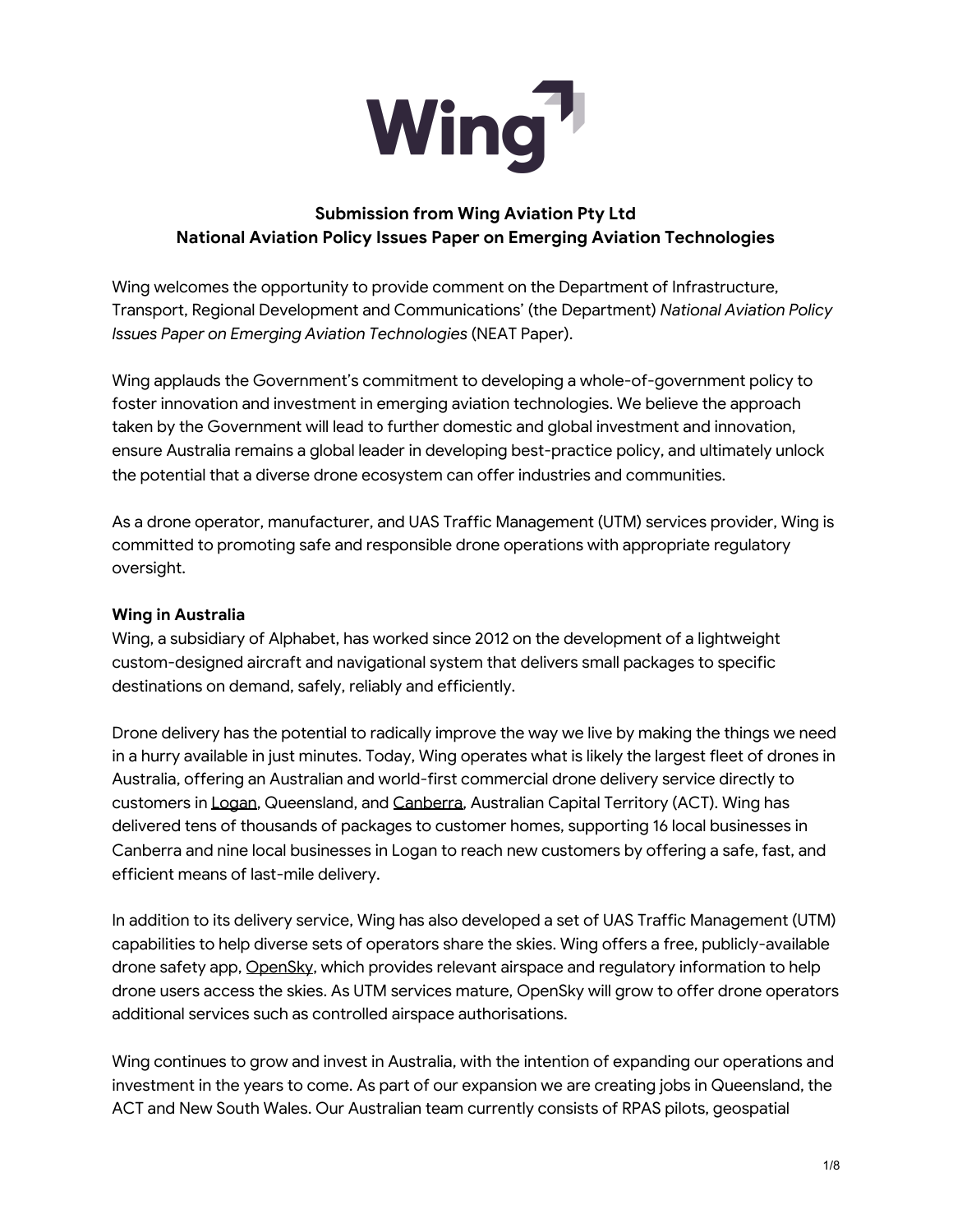# Wing

**Submission from Wing Aviation Pty Ltd**
**National Aviation Policy Issues Paper on Emerging Aviation Technologies**

Wing welcomes the opportunity to provide comment on the Department of Infrastructure, Transport, Regional Development and Communications' (the Department) *National Aviation Policy Issues Paper on Emerging Aviation Technologies* (NEAT Paper).

Wing applauds the Government's commitment to developing a whole-of-government policy to foster innovation and investment in emerging aviation technologies. We believe the approach taken by the Government will lead to further domestic and global investment and innovation, ensure Australia remains a global leader in developing best-practice policy, and ultimately unlock the potential that a diverse drone ecosystem can offer industries and communities.

As a drone operator, manufacturer, and UAS Traffic Management (UTM) services provider, Wing is committed to promoting safe and responsible drone operations with appropriate regulatory oversight.

**Wing in Australia**

Wing, a subsidiary of Alphabet, has worked since 2012 on the development of a lightweight custom-designed aircraft and navigational system that delivers small packages to specific destinations on demand, safely, reliably and efficiently.

Drone delivery has the potential to radically improve the way we live by making the things we need in a hurry available in just minutes. Today, Wing operates what is likely the largest fleet of drones in Australia, offering an Australian and world-first commercial drone delivery service directly to customers in Logan, Queensland, and Canberra, Australian Capital Territory (ACT). Wing has delivered tens of thousands of packages to customer homes, supporting 16 local businesses in Canberra and nine local businesses in Logan to reach new customers by offering a safe, fast, and efficient means of last-mile delivery.

In addition to its delivery service, Wing has also developed a set of UAS Traffic Management (UTM) capabilities to help diverse sets of operators share the skies. Wing offers a free, publicly-available drone safety app, OpenSky, which provides relevant airspace and regulatory information to help drone users access the skies. As UTM services mature, OpenSky will grow to offer drone operators additional services such as controlled airspace authorisations.

Wing continues to grow and invest in Australia, with the intention of expanding our operations and investment in the years to come. As part of our expansion we are creating jobs in Queensland, the ACT and New South Wales. Our Australian team currently consists of RPAS pilots, geospatial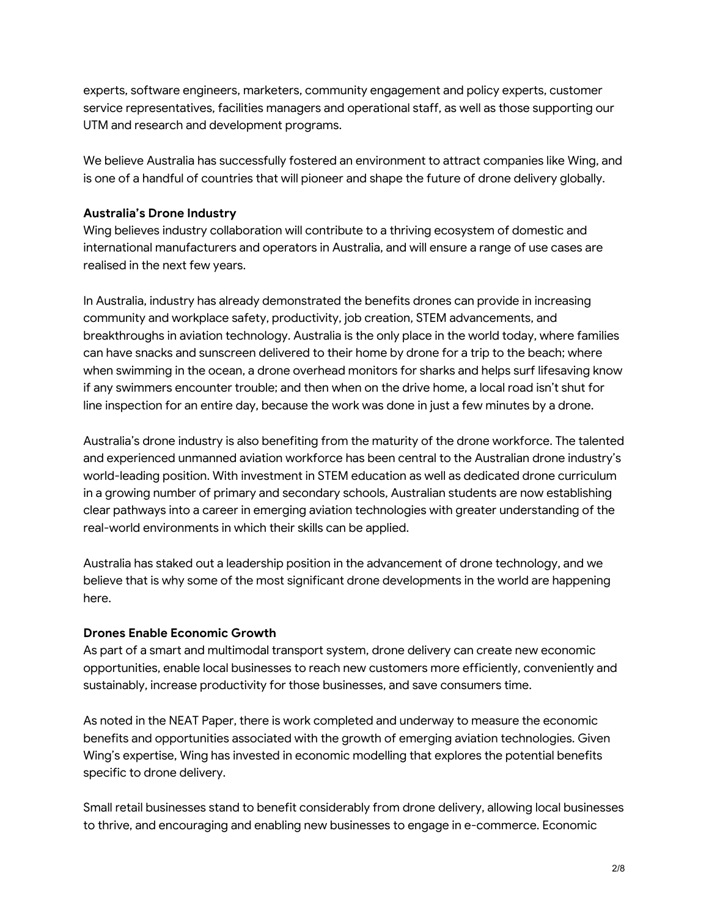experts, software engineers, marketers, community engagement and policy experts, customer service representatives, facilities managers and operational staff, as well as those supporting our UTM and research and development programs.

We believe Australia has successfully fostered an environment to attract companies like Wing, and is one of a handful of countries that will pioneer and shape the future of drone delivery globally.

**Australia's Drone Industry**

Wing believes industry collaboration will contribute to a thriving ecosystem of domestic and international manufacturers and operators in Australia, and will ensure a range of use cases are realised in the next few years.

In Australia, industry has already demonstrated the benefits drones can provide in increasing community and workplace safety, productivity, job creation, STEM advancements, and breakthroughs in aviation technology. Australia is the only place in the world today, where families can have snacks and sunscreen delivered to their home by drone for a trip to the beach; where when swimming in the ocean, a drone overhead monitors for sharks and helps surf lifesaving know if any swimmers encounter trouble; and then when on the drive home, a local road isn't shut for line inspection for an entire day, because the work was done in just a few minutes by a drone.

Australia's drone industry is also benefiting from the maturity of the drone workforce. The talented and experienced unmanned aviation workforce has been central to the Australian drone industry's world-leading position. With investment in STEM education as well as dedicated drone curriculum in a growing number of primary and secondary schools, Australian students are now establishing clear pathways into a career in emerging aviation technologies with greater understanding of the real-world environments in which their skills can be applied.

Australia has staked out a leadership position in the advancement of drone technology, and we believe that is why some of the most significant drone developments in the world are happening here.

**Drones Enable Economic Growth**

As part of a smart and multimodal transport system, drone delivery can create new economic opportunities, enable local businesses to reach new customers more efficiently, conveniently and sustainably, increase productivity for those businesses, and save consumers time.

As noted in the NEAT Paper, there is work completed and underway to measure the economic benefits and opportunities associated with the growth of emerging aviation technologies. Given Wing's expertise, Wing has invested in economic modelling that explores the potential benefits specific to drone delivery.

Small retail businesses stand to benefit considerably from drone delivery, allowing local businesses to thrive, and encouraging and enabling new businesses to engage in e-commerce. Economic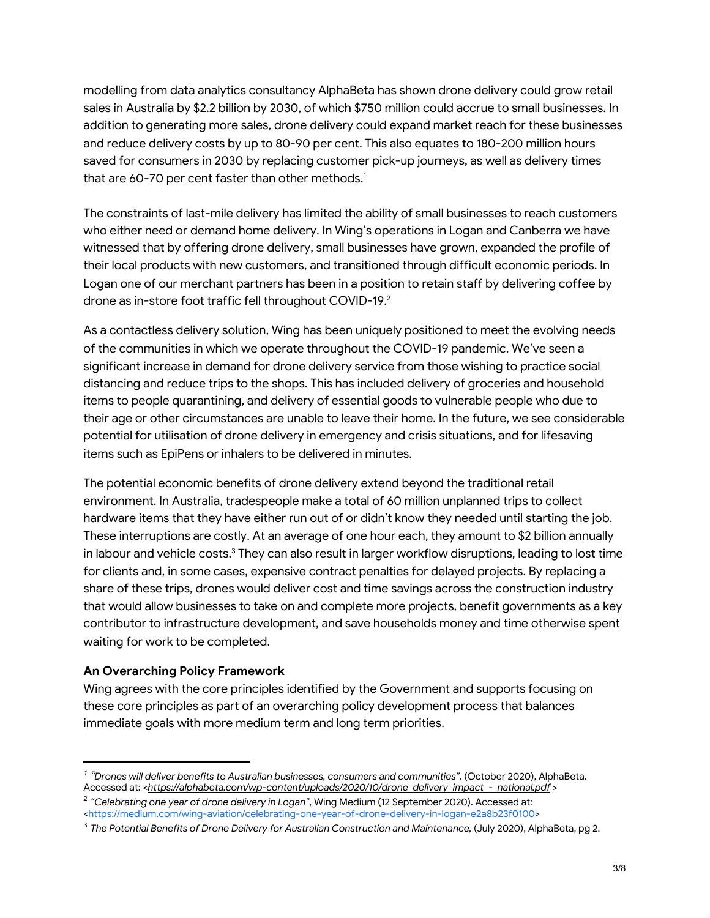modelling from data analytics consultancy AlphaBeta has shown drone delivery could grow retail sales in Australia by $2.2 billion by 2030, of which $750 million could accrue to small businesses. In addition to generating more sales, drone delivery could expand market reach for these businesses and reduce delivery costs by up to 80-90 per cent. This also equates to 180-200 million hours saved for consumers in 2030 by replacing customer pick-up journeys, as well as delivery times that are 60-70 per cent faster than other methods.[1]

The constraints of last-mile delivery has limited the ability of small businesses to reach customers who either need or demand home delivery. In Wing's operations in Logan and Canberra we have witnessed that by offering drone delivery, small businesses have grown, expanded the profile of their local products with new customers, and transitioned through difficult economic periods. In Logan one of our merchant partners has been in a position to retain staff by delivering coffee by drone as in-store foot traffic fell throughout COVID-19.[2]

As a contactless delivery solution, Wing has been uniquely positioned to meet the evolving needs of the communities in which we operate throughout the COVID-19 pandemic. We've seen a significant increase in demand for drone delivery service from those wishing to practice social distancing and reduce trips to the shops. This has included delivery of groceries and household items to people quarantining, and delivery of essential goods to vulnerable people who due to their age or other circumstances are unable to leave their home. In the future, we see considerable potential for utilisation of drone delivery in emergency and crisis situations, and for lifesaving items such as EpiPens or inhalers to be delivered in minutes.

The potential economic benefits of drone delivery extend beyond the traditional retail environment. In Australia, tradespeople make a total of 60 million unplanned trips to collect hardware items that they have either run out of or didn't know they needed until starting the job. These interruptions are costly. At an average of one hour each, they amount to $2 billion annually in labour and vehicle costs.[3] They can also result in larger workflow disruptions, leading to lost time for clients and, in some cases, expensive contract penalties for delayed projects. By replacing a share of these trips, drones would deliver cost and time savings across the construction industry that would allow businesses to take on and complete more projects, benefit governments as a key contributor to infrastructure development, and save households money and time otherwise spent waiting for work to be completed.

**An Overarching Policy Framework**

Wing agrees with the core principles identified by the Government and supports focusing on these core principles as part of an overarching policy development process that balances immediate goals with more medium term and long term priorities.

---

[1] *"Drones will deliver benefits to Australian businesses, consumers and communities"*, (October 2020), AlphaBeta. Accessed at: <*https://alphabeta.com/wp-content/uploads/2020/10/drone_delivery_impact_-_national.pdf* >

[2] *"Celebrating one year of drone delivery in Logan"*, Wing Medium (12 September 2020). Accessed at: <https://medium.com/wing-aviation/celebrating-one-year-of-drone-delivery-in-logan-e2a8b23f0100>

[3] *The Potential Benefits of Drone Delivery for Australian Construction and Maintenance,* (July 2020), AlphaBeta, pg 2.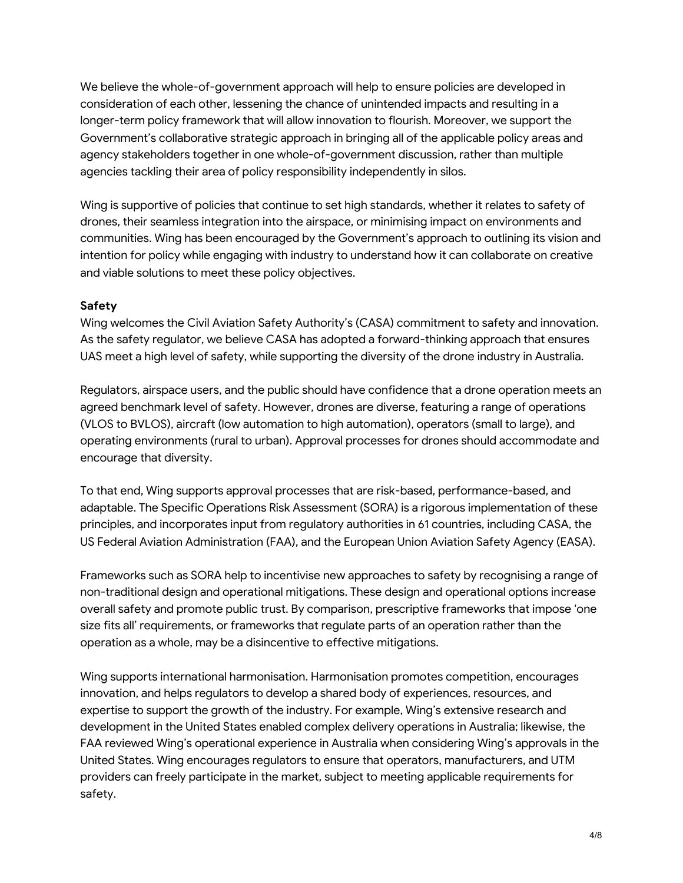We believe the whole-of-government approach will help to ensure policies are developed in consideration of each other, lessening the chance of unintended impacts and resulting in a longer-term policy framework that will allow innovation to flourish. Moreover, we support the Government's collaborative strategic approach in bringing all of the applicable policy areas and agency stakeholders together in one whole-of-government discussion, rather than multiple agencies tackling their area of policy responsibility independently in silos.

Wing is supportive of policies that continue to set high standards, whether it relates to safety of drones, their seamless integration into the airspace, or minimising impact on environments and communities. Wing has been encouraged by the Government's approach to outlining its vision and intention for policy while engaging with industry to understand how it can collaborate on creative and viable solutions to meet these policy objectives.

**Safety**

Wing welcomes the Civil Aviation Safety Authority's (CASA) commitment to safety and innovation. As the safety regulator, we believe CASA has adopted a forward-thinking approach that ensures UAS meet a high level of safety, while supporting the diversity of the drone industry in Australia.

Regulators, airspace users, and the public should have confidence that a drone operation meets an agreed benchmark level of safety. However, drones are diverse, featuring a range of operations (VLOS to BVLOS), aircraft (low automation to high automation), operators (small to large), and operating environments (rural to urban). Approval processes for drones should accommodate and encourage that diversity.

To that end, Wing supports approval processes that are risk-based, performance-based, and adaptable. The Specific Operations Risk Assessment (SORA) is a rigorous implementation of these principles, and incorporates input from regulatory authorities in 61 countries, including CASA, the US Federal Aviation Administration (FAA), and the European Union Aviation Safety Agency (EASA).

Frameworks such as SORA help to incentivise new approaches to safety by recognising a range of non-traditional design and operational mitigations. These design and operational options increase overall safety and promote public trust. By comparison, prescriptive frameworks that impose 'one size fits all' requirements, or frameworks that regulate parts of an operation rather than the operation as a whole, may be a disincentive to effective mitigations.

Wing supports international harmonisation. Harmonisation promotes competition, encourages innovation, and helps regulators to develop a shared body of experiences, resources, and expertise to support the growth of the industry. For example, Wing's extensive research and development in the United States enabled complex delivery operations in Australia; likewise, the FAA reviewed Wing's operational experience in Australia when considering Wing's approvals in the United States. Wing encourages regulators to ensure that operators, manufacturers, and UTM providers can freely participate in the market, subject to meeting applicable requirements for safety.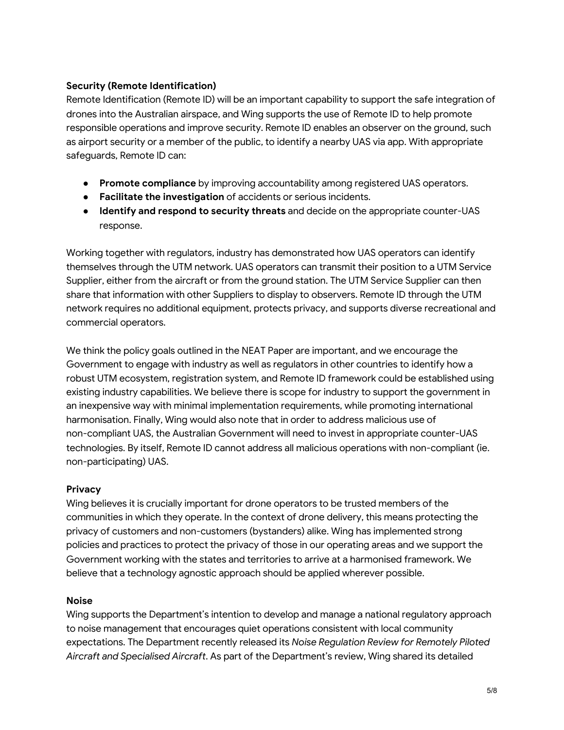**Security (Remote Identification)**

Remote Identification (Remote ID) will be an important capability to support the safe integration of drones into the Australian airspace, and Wing supports the use of Remote ID to help promote responsible operations and improve security. Remote ID enables an observer on the ground, such as airport security or a member of the public, to identify a nearby UAS via app. With appropriate safeguards, Remote ID can:

- **Promote compliance** by improving accountability among registered UAS operators.
- **Facilitate the investigation** of accidents or serious incidents.
- **Identify and respond to security threats** and decide on the appropriate counter-UAS response.

Working together with regulators, industry has demonstrated how UAS operators can identify themselves through the UTM network. UAS operators can transmit their position to a UTM Service Supplier, either from the aircraft or from the ground station. The UTM Service Supplier can then share that information with other Suppliers to display to observers. Remote ID through the UTM network requires no additional equipment, protects privacy, and supports diverse recreational and commercial operators.

We think the policy goals outlined in the NEAT Paper are important, and we encourage the Government to engage with industry as well as regulators in other countries to identify how a robust UTM ecosystem, registration system, and Remote ID framework could be established using existing industry capabilities. We believe there is scope for industry to support the government in an inexpensive way with minimal implementation requirements, while promoting international harmonisation. Finally, Wing would also note that in order to address malicious use of non-compliant UAS, the Australian Government will need to invest in appropriate counter-UAS technologies. By itself, Remote ID cannot address all malicious operations with non-compliant (ie. non-participating) UAS.

**Privacy**

Wing believes it is crucially important for drone operators to be trusted members of the communities in which they operate. In the context of drone delivery, this means protecting the privacy of customers and non-customers (bystanders) alike. Wing has implemented strong policies and practices to protect the privacy of those in our operating areas and we support the Government working with the states and territories to arrive at a harmonised framework. We believe that a technology agnostic approach should be applied wherever possible.

**Noise**

Wing supports the Department's intention to develop and manage a national regulatory approach to noise management that encourages quiet operations consistent with local community expectations. The Department recently released its *Noise Regulation Review for Remotely Piloted Aircraft and Specialised Aircraft*. As part of the Department's review, Wing shared its detailed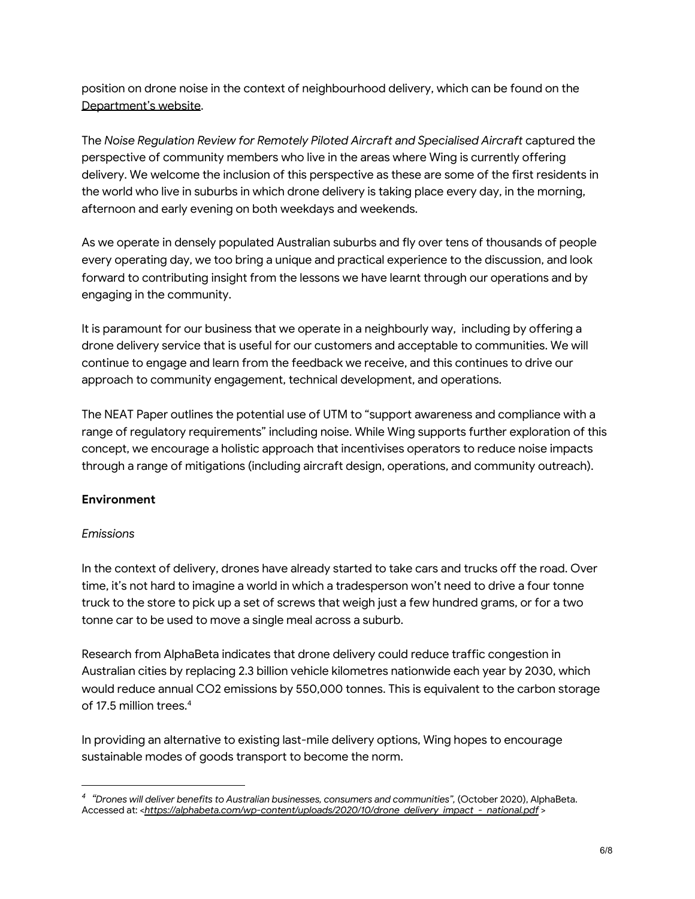position on drone noise in the context of neighbourhood delivery, which can be found on the Department's website.

The *Noise Regulation Review for Remotely Piloted Aircraft and Specialised Aircraft* captured the perspective of community members who live in the areas where Wing is currently offering delivery. We welcome the inclusion of this perspective as these are some of the first residents in the world who live in suburbs in which drone delivery is taking place every day, in the morning, afternoon and early evening on both weekdays and weekends.

As we operate in densely populated Australian suburbs and fly over tens of thousands of people every operating day, we too bring a unique and practical experience to the discussion, and look forward to contributing insight from the lessons we have learnt through our operations and by engaging in the community.

It is paramount for our business that we operate in a neighbourly way, including by offering a drone delivery service that is useful for our customers and acceptable to communities. We will continue to engage and learn from the feedback we receive, and this continues to drive our approach to community engagement, technical development, and operations.

The NEAT Paper outlines the potential use of UTM to "support awareness and compliance with a range of regulatory requirements" including noise. While Wing supports further exploration of this concept, we encourage a holistic approach that incentivises operators to reduce noise impacts through a range of mitigations (including aircraft design, operations, and community outreach).

**Environment**

*Emissions*

In the context of delivery, drones have already started to take cars and trucks off the road. Over time, it's not hard to imagine a world in which a tradesperson won't need to drive a four tonne truck to the store to pick up a set of screws that weigh just a few hundred grams, or for a two tonne car to be used to move a single meal across a suburb.

Research from AlphaBeta indicates that drone delivery could reduce traffic congestion in Australian cities by replacing 2.3 billion vehicle kilometres nationwide each year by 2030, which would reduce annual $CO_2$ emissions by 550,000 tonnes. This is equivalent to the carbon storage of 17.5 million trees.[4]

In providing an alternative to existing last-mile delivery options, Wing hopes to encourage sustainable modes of goods transport to become the norm.

---

[4] *"Drones will deliver benefits to Australian businesses, consumers and communities"*, (October 2020), AlphaBeta. Accessed at: <*https://alphabeta.com/wp-content/uploads/2020/10/drone_delivery_impact_-_national.pdf* >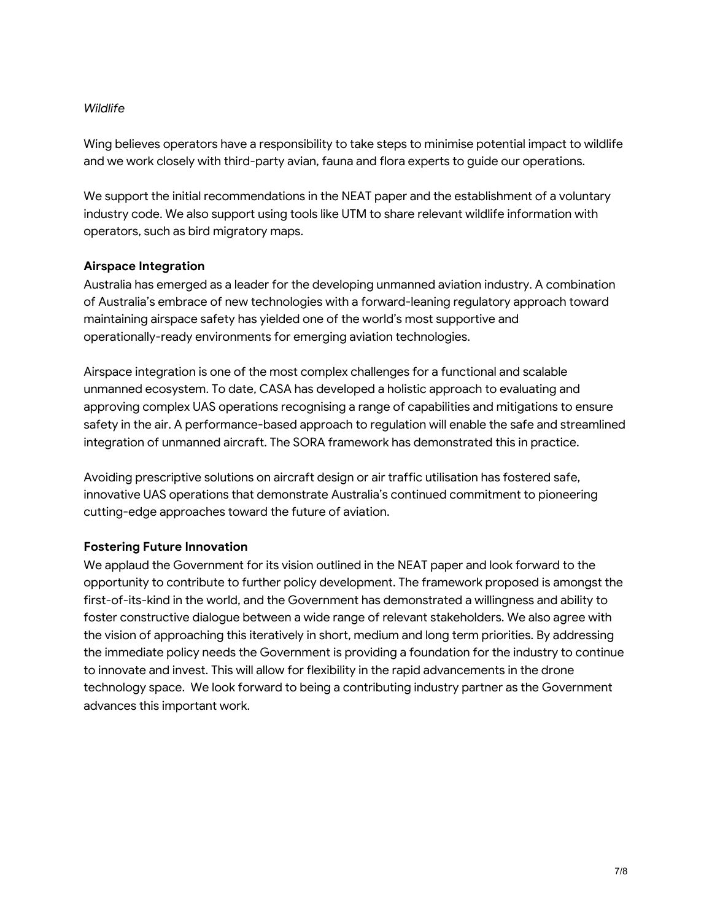*Wildlife*

Wing believes operators have a responsibility to take steps to minimise potential impact to wildlife and we work closely with third-party avian, fauna and flora experts to guide our operations.

We support the initial recommendations in the NEAT paper and the establishment of a voluntary industry code. We also support using tools like UTM to share relevant wildlife information with operators, such as bird migratory maps.

**Airspace Integration**

Australia has emerged as a leader for the developing unmanned aviation industry. A combination of Australia's embrace of new technologies with a forward-leaning regulatory approach toward maintaining airspace safety has yielded one of the world's most supportive and operationally-ready environments for emerging aviation technologies.

Airspace integration is one of the most complex challenges for a functional and scalable unmanned ecosystem. To date, CASA has developed a holistic approach to evaluating and approving complex UAS operations recognising a range of capabilities and mitigations to ensure safety in the air. A performance-based approach to regulation will enable the safe and streamlined integration of unmanned aircraft. The SORA framework has demonstrated this in practice.

Avoiding prescriptive solutions on aircraft design or air traffic utilisation has fostered safe, innovative UAS operations that demonstrate Australia's continued commitment to pioneering cutting-edge approaches toward the future of aviation.

**Fostering Future Innovation**

We applaud the Government for its vision outlined in the NEAT paper and look forward to the opportunity to contribute to further policy development. The framework proposed is amongst the first-of-its-kind in the world, and the Government has demonstrated a willingness and ability to foster constructive dialogue between a wide range of relevant stakeholders. We also agree with the vision of approaching this iteratively in short, medium and long term priorities. By addressing the immediate policy needs the Government is providing a foundation for the industry to continue to innovate and invest. This will allow for flexibility in the rapid advancements in the drone technology space. We look forward to being a contributing industry partner as the Government advances this important work.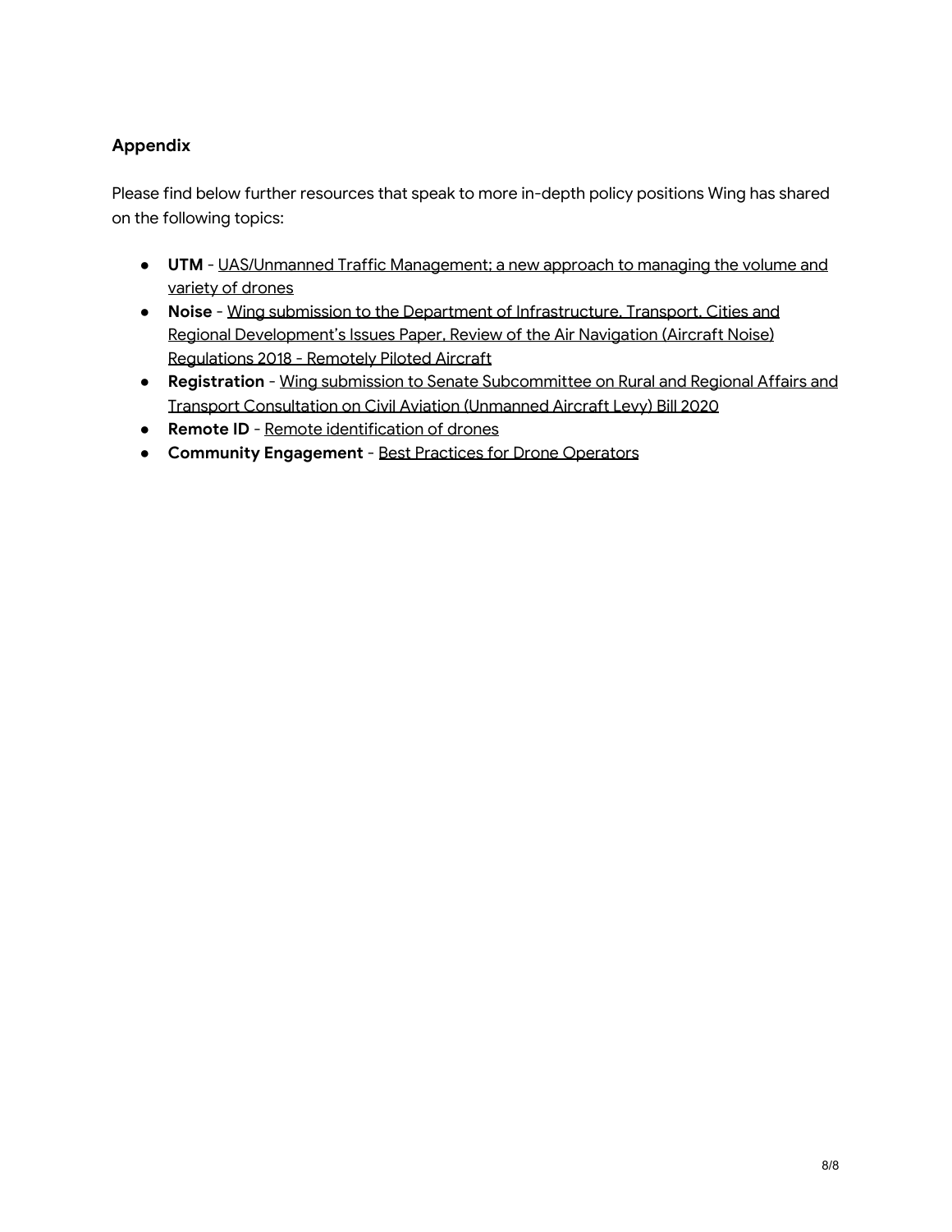**Appendix**

Please find below further resources that speak to more in-depth policy positions Wing has shared on the following topics:

- **UTM** - UAS/Unmanned Traffic Management; a new approach to managing the volume and variety of drones
- **Noise** - Wing submission to the Department of Infrastructure, Transport, Cities and Regional Development's Issues Paper, Review of the Air Navigation (Aircraft Noise) Regulations 2018 - Remotely Piloted Aircraft
- **Registration** - Wing submission to Senate Subcommittee on Rural and Regional Affairs and Transport Consultation on Civil Aviation (Unmanned Aircraft Levy) Bill 2020
- **Remote ID** - Remote identification of drones
- **Community Engagement** - Best Practices for Drone Operators